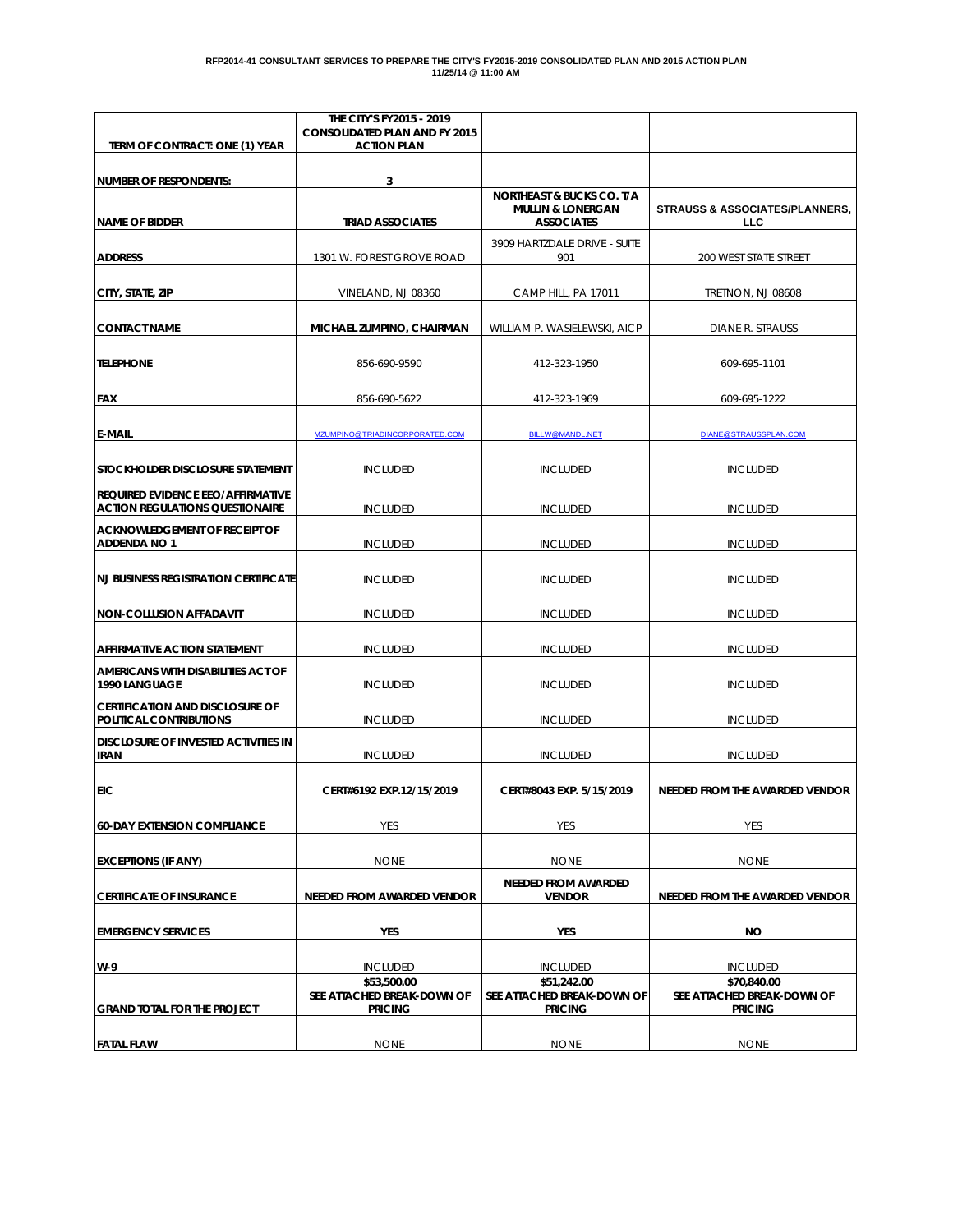**RFP2014-41 CONSULTANT SERVICES TO PREPARE THE CITY'S FY2015-2019 CONSOLIDATED PLAN AND 2015 ACTION PLAN**
**11/25/14 @ 11:00 AM**

| TERM OF CONTRACT: ONE (1) YEAR | THE CITY'S FY2015 - 2019 CONSOLIDATED PLAN AND FY 2015 ACTION PLAN | | |
|---|---|---|---|
| NUMBER OF RESPONDENTS: | 3 | | |
| NAME OF BIDDER | TRIAD ASSOCIATES | NORTHEAST & BUCKS CO. T/A MULLIN & LONERGAN ASSOCIATES | STRAUSS & ASSOCIATES/PLANNERS, LLC |
| ADDRESS | 1301 W. FOREST GROVE ROAD | 3909 HARTZDALE DRIVE - SUITE 901 | 200 WEST STATE STREET |
| CITY, STATE, ZIP | VINELAND, NJ 08360 | CAMP HILL, PA 17011 | TRETNON, NJ 08608 |
| CONTACT NAME | MICHAEL ZUMPINO, CHAIRMAN | WILLIAM P. WASIELEWSKI, AICP | DIANE R. STRAUSS |
| TELEPHONE | 856-690-9590 | 412-323-1950 | 609-695-1101 |
| FAX | 856-690-5622 | 412-323-1969 | 609-695-1222 |
| E-MAIL | MZUMPINO@TRIADINCORPORATED.COM | BILLW@MANDL.NET | DIANE@STRAUSSPLAN.COM |
| STOCKHOLDER DISCLOSURE STATEMENT | INCLUDED | INCLUDED | INCLUDED |
| REQUIRED EVIDENCE EEO/AFFIRMATIVE ACTION REGULATIONS QUESTIONAIRE | INCLUDED | INCLUDED | INCLUDED |
| ACKNOWLEDGEMENT OF RECEIPT OF ADDENDA NO 1 | INCLUDED | INCLUDED | INCLUDED |
| NJ BUSINESS REGISTRATION CERTIFICATE | INCLUDED | INCLUDED | INCLUDED |
| NON-COLLUSION AFFADAVIT | INCLUDED | INCLUDED | INCLUDED |
| AFFIRMATIVE ACTION STATEMENT | INCLUDED | INCLUDED | INCLUDED |
| AMERICANS WITH DISABILITIES ACT OF 1990 LANGUAGE | INCLUDED | INCLUDED | INCLUDED |
| CERTIFICATION AND DISCLOSURE OF POLITICAL CONTRIBUTIONS | INCLUDED | INCLUDED | INCLUDED |
| DISCLOSURE OF INVESTED ACTIVITIES IN IRAN | INCLUDED | INCLUDED | INCLUDED |
| EIC | CERT#6192 EXP.12/15/2019 | CERT#8043 EXP. 5/15/2019 | NEEDED FROM THE AWARDED VENDOR |
| 60-DAY EXTENSION COMPLIANCE | YES | YES | YES |
| EXCEPTIONS (IF ANY) | NONE | NONE | NONE |
| CERTIFICATE OF INSURANCE | NEEDED FROM AWARDED VENDOR | NEEDED FROM AWARDED VENDOR | NEEDED FROM THE AWARDED VENDOR |
| EMERGENCY SERVICES | YES | YES | NO |
| W-9 | INCLUDED | INCLUDED | INCLUDED |
| GRAND TOTAL FOR THE PROJECT | $53,500.00 SEE ATTACHED BREAK-DOWN OF PRICING | $51,242.00 SEE ATTACHED BREAK-DOWN OF PRICING | $70,840.00 SEE ATTACHED BREAK-DOWN OF PRICING |
| FATAL FLAW | NONE | NONE | NONE |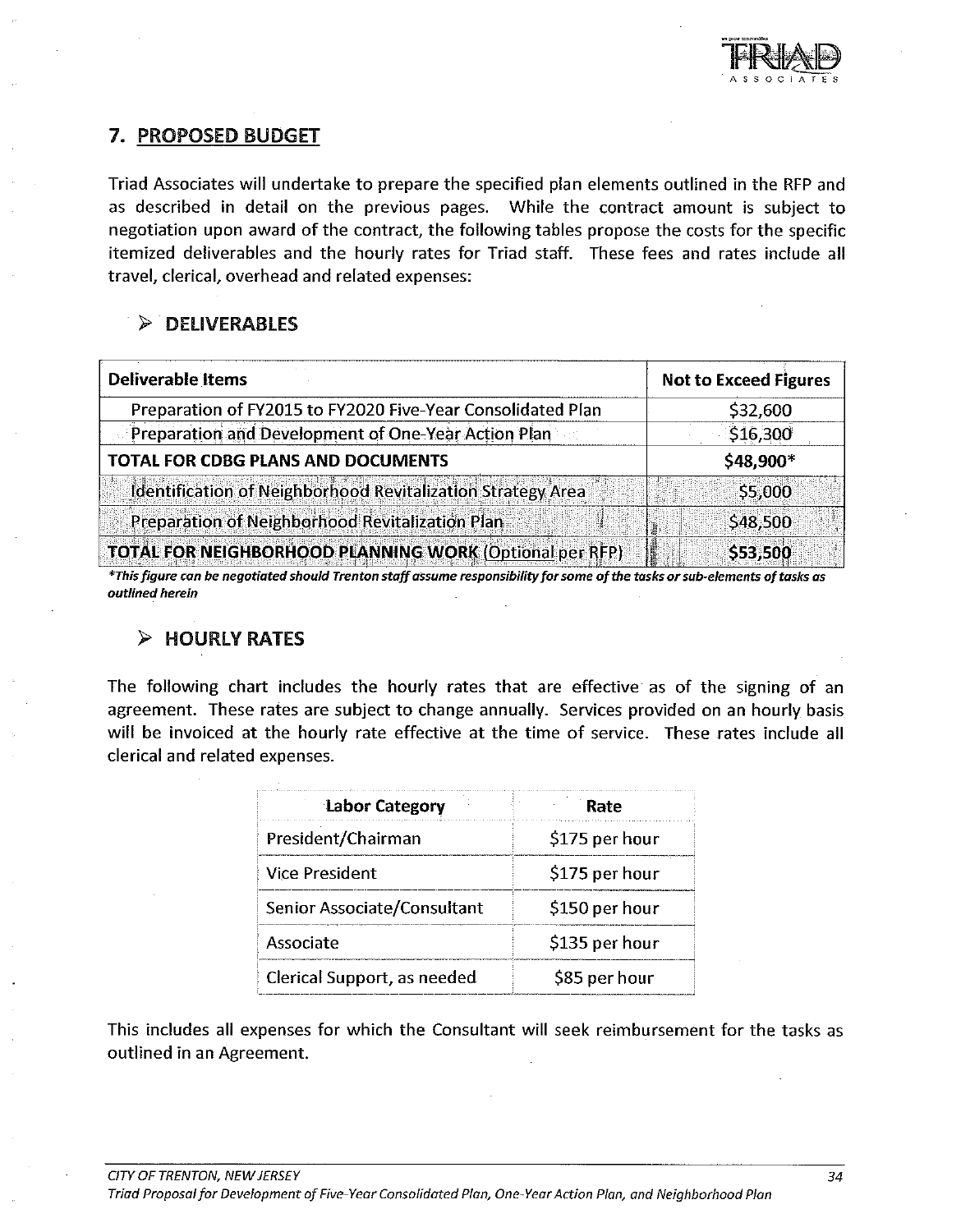## 7. PROPOSED BUDGET

Triad Associates will undertake to prepare the specified plan elements outlined in the RFP and as described in detail on the previous pages. While the contract amount is subject to negotiation upon award of the contract, the following tables propose the costs for the specific itemized deliverables and the hourly rates for Triad staff. These fees and rates include all travel, clerical, overhead and related expenses:

### ➢ DELIVERABLES

| Deliverable Items | Not to Exceed Figures |
|---|---|
| Preparation of FY2015 to FY2020 Five-Year Consolidated Plan | $32,600 |
| Preparation and Development of One-Year Action Plan | $16,300 |
| **TOTAL FOR CDBG PLANS AND DOCUMENTS** | **$48,900*** |
| Identification of Neighborhood Revitalization Strategy Area | $5,000 |
| Preparation of Neighborhood Revitalization Plan | $48,500 |
| **TOTAL FOR NEIGHBORHOOD PLANNING WORK** (Optional per RFP) | **$53,500** |

****This figure can be negotiated should Trenton staff assume responsibility for some of the tasks or sub-elements of tasks as outlined herein***

### ➢ HOURLY RATES

The following chart includes the hourly rates that are effective as of the signing of an agreement. These rates are subject to change annually. Services provided on an hourly basis will be invoiced at the hourly rate effective at the time of service. These rates include all clerical and related expenses.

| Labor Category | Rate |
|---|---|
| President/Chairman | $175 per hour |
| Vice President | $175 per hour |
| Senior Associate/Consultant | $150 per hour |
| Associate | $135 per hour |
| Clerical Support, as needed | $85 per hour |

This includes all expenses for which the Consultant will seek reimbursement for the tasks as outlined in an Agreement.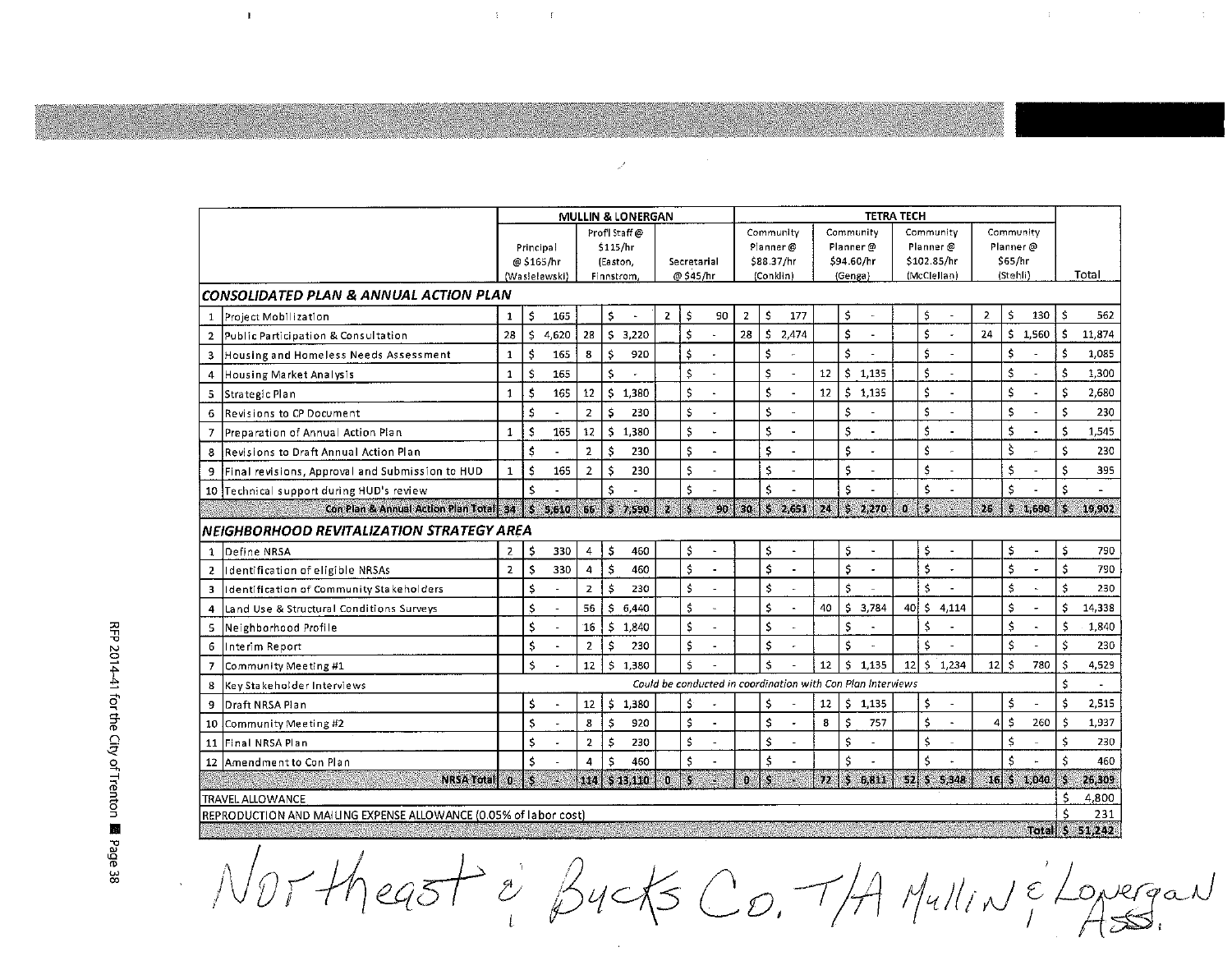| | | MULLIN & LONERGAN | | | | | | TETRA TECH | | | | | | | | |
|---|---|---|---|---|---|---|---|---|---|---|---|---|---|---|---|---|
| | | Principal @ $165/hr (Wasielewski) | | Prof'l Staff @ $115/hr (Easton, Finnstrom, | | Secretarial @ $45/hr | | Community Planner @ $88.37/hr (Conklin) | | Community Planner @ $94.60/hr (Genga) | | Community Planner @ $102.85/hr (McClellan) | | Community Planner @ $65/hr (Stehli) | | Total |
| **CONSOLIDATED PLAN & ANNUAL ACTION PLAN** | | | | | | | | | | | | | | | | |
| 1 | Project Mobilization | 1 | $ 165 | | $ - | 2 | $ 90 | 2 | $ 177 | | $ - | | $ - | 2 | $ 130 | $ 562 |
| 2 | Public Participation & Consultation | 28 | $ 4,620 | 28 | $ 3,220 | | $ - | 28 | $ 2,474 | | $ - | | $ - | 24 | $ 1,560 | $ 11,874 |
| 3 | Housing and Homeless Needs Assessment | 1 | $ 165 | 8 | $ 920 | | $ - | | $ - | | $ - | | $ - | | $ - | $ 1,085 |
| 4 | Housing Market Analysis | 1 | $ 165 | | $ - | | $ - | | $ - | 12 | $ 1,135 | | $ - | | $ - | $ 1,300 |
| 5 | Strategic Plan | 1 | $ 165 | 12 | $ 1,380 | | $ - | | $ - | 12 | $ 1,135 | | $ - | | $ - | $ 2,680 |
| 6 | Revisions to CP Document | | $ - | 2 | $ 230 | | $ - | | $ - | | $ - | | $ - | | $ - | $ 230 |
| 7 | Preparation of Annual Action Plan | 1 | $ 165 | 12 | $ 1,380 | | $ - | | $ - | | $ - | | $ - | | $ - | $ 1,545 |
| 8 | Revisions to Draft Annual Action Plan | | $ - | 2 | $ 230 | | $ - | | $ - | | $ - | | $ - | | $ - | $ 230 |
| 9 | Final revisions, Approval and Submission to HUD | 1 | $ 165 | 2 | $ 230 | | $ - | | $ - | | $ - | | $ - | | $ - | $ 395 |
| 10 | Technical support during HUD's review | | $ - | | $ - | | $ - | | $ - | | $ - | | $ - | | $ - | $ - |
| | Con Plan & Annual Action Plan Total | 34 | $ 5,610 | 66 | $ 7,590 | 2 | $ 90 | 30 | $ 2,651 | 24 | $ 2,270 | 0 | $ - | 26 | $ 1,690 | $ 19,902 |
| **NEIGHBORHOOD REVITALIZATION STRATEGY AREA** | | | | | | | | | | | | | | | | |
| 1 | Define NRSA | 2 | $ 330 | 4 | $ 460 | | $ - | | $ - | | $ - | | $ - | | $ - | $ 790 |
| 2 | Identification of eligible NRSAs | 2 | $ 330 | 4 | $ 460 | | $ - | | $ - | | $ - | | $ - | | $ - | $ 790 |
| 3 | Identification of Community Stakeholders | | $ - | 2 | $ 230 | | $ - | | $ - | | $ - | | $ - | | $ - | $ 230 |
| 4 | Land Use & Structural Conditions Surveys | | $ - | 56 | $ 6,440 | | $ - | | $ - | 40 | $ 3,784 | 40 | $ 4,114 | | $ - | $ 14,338 |
| 5 | Neighborhood Profile | | $ - | 16 | $ 1,840 | | $ - | | $ - | | $ - | | $ - | | $ - | $ 1,840 |
| 6 | Interim Report | | $ - | 2 | $ 230 | | $ - | | $ - | | $ - | | $ - | | $ - | $ 230 |
| 7 | Community Meeting #1 | | $ - | 12 | $ 1,380 | | $ - | | $ - | 12 | $ 1,135 | 12 | $ 1,234 | 12 | $ 780 | $ 4,529 |
| 8 | Key Stakeholder Interviews | *Could be conducted in coordination with Con Plan Interviews* | | | | | | | | | | | | | | $ - |
| 9 | Draft NRSA Plan | | $ - | 12 | $ 1,380 | | $ - | | $ - | 12 | $ 1,135 | | $ - | | $ - | $ 2,515 |
| 10 | Community Meeting #2 | | $ - | 8 | $ 920 | | $ - | | $ - | 8 | $ 757 | | $ - | 4 | $ 260 | $ 1,937 |
| 11 | Final NRSA Plan | | $ - | 2 | $ 230 | | $ - | | $ - | | $ - | | $ - | | $ - | $ 230 |
| 12 | Amendment to Con Plan | | $ - | 4 | $ 460 | | $ - | | $ - | | $ - | | $ - | | $ - | $ 460 |
| | NRSA Total | 0 | $ - | 114 | $ 13,110 | 0 | $ - | 0 | $ - | 72 | $ 6,811 | 52 | $ 5,348 | 16 | $ 1,040 | $ 26,309 |
| TRAVEL ALLOWANCE | | | | | | | | | | | | | | | | $ 4,800 |
| REPRODUCTION AND MAILING EXPENSE ALLOWANCE (0.05% of labor cost) | | | | | | | | | | | | | | | | $ 231 |
| | | | | | | | | | | | | | | | Total | $ 51,242 |

Northeast & Bucks Co. T/A Mullin & Lonergan Ass.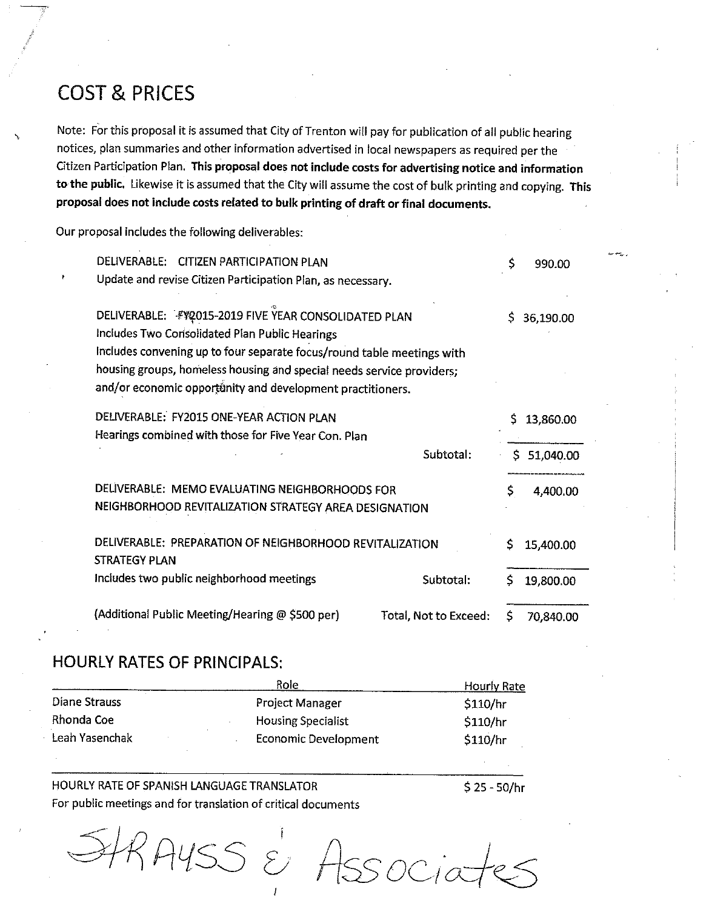# COST & PRICES

Note: For this proposal it is assumed that City of Trenton will pay for publication of all public hearing notices, plan summaries and other information advertised in local newspapers as required per the Citizen Participation Plan. **This proposal does not include costs for advertising notice and information to the public.** Likewise it is assumed that the City will assume the cost of bulk printing and copying. **This proposal does not include costs related to bulk printing of draft or final documents.**

Our proposal includes the following deliverables:

| | | |
|---|---|---|
| DELIVERABLE: CITIZEN PARTICIPATION PLAN<br>Update and revise Citizen Participation Plan, as necessary. | | $ 990.00 |
| DELIVERABLE: FY2015-2019 FIVE YEAR CONSOLIDATED PLAN<br>Includes Two Consolidated Plan Public Hearings<br>Includes convening up to four separate focus/round table meetings with housing groups, homeless housing and special needs service providers; and/or economic opportunity and development practitioners. | | $ 36,190.00 |
| DELIVERABLE: FY2015 ONE-YEAR ACTION PLAN<br>Hearings combined with those for Five Year Con. Plan | | $ 13,860.00 |
| | Subtotal: | $ 51,040.00 |
| DELIVERABLE: MEMO EVALUATING NEIGHBORHOODS FOR NEIGHBORHOOD REVITALIZATION STRATEGY AREA DESIGNATION | | $ 4,400.00 |
| DELIVERABLE: PREPARATION OF NEIGHBORHOOD REVITALIZATION STRATEGY PLAN<br>Includes two public neighborhood meetings | | $ 15,400.00 |
| | Subtotal: | $ 19,800.00 |
| (Additional Public Meeting/Hearing @ $500 per) | Total, Not to Exceed: | $ 70,840.00 |

## HOURLY RATES OF PRINCIPALS:

| | Role | Hourly Rate |
|---|---|---|
| Diane Strauss | Project Manager | $110/hr |
| Rhonda Coe | Housing Specialist | $110/hr |
| Leah Yasenchak | Economic Development | $110/hr |

HOURLY RATE OF SPANISH LANGUAGE TRANSLATOR $ 25 - 50/hr

For public meetings and for translation of critical documents

STRAUSS & Associates